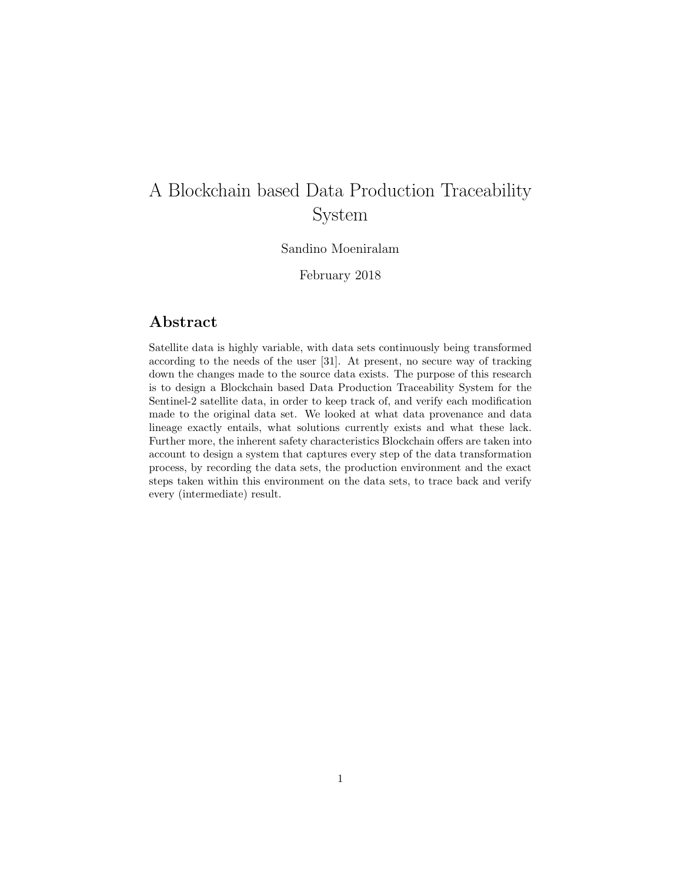# A Blockchain based Data Production Traceability System

Sandino Moeniralam

February 2018

## Abstract

Satellite data is highly variable, with data sets continuously being transformed according to the needs of the user [31]. At present, no secure way of tracking down the changes made to the source data exists. The purpose of this research is to design a Blockchain based Data Production Traceability System for the Sentinel-2 satellite data, in order to keep track of, and verify each modification made to the original data set. We looked at what data provenance and data lineage exactly entails, what solutions currently exists and what these lack. Further more, the inherent safety characteristics Blockchain offers are taken into account to design a system that captures every step of the data transformation process, by recording the data sets, the production environment and the exact steps taken within this environment on the data sets, to trace back and verify every (intermediate) result.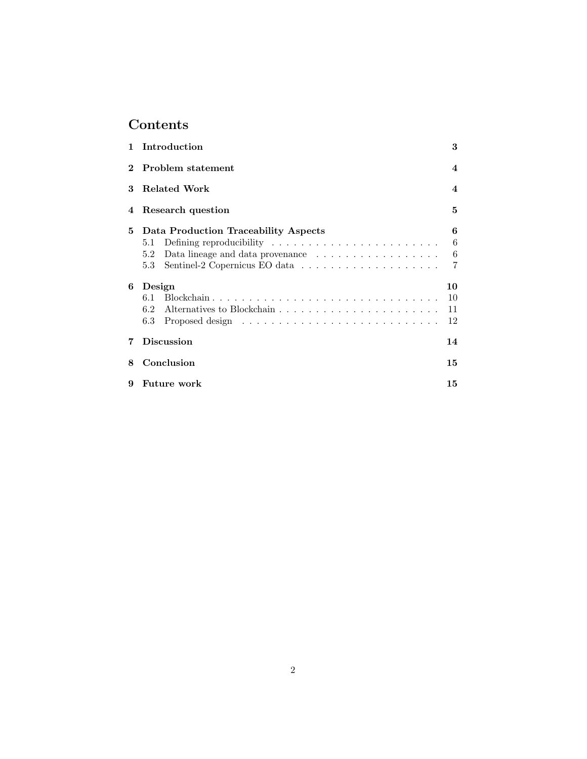# Contents

1 Introduction 3

2 Problem statement 4

3 Related Work 4

4 Research question 5

5 Data Production Traceability Aspects 6
- 5.1 Defining reproducibility 6
- 5.2 Data lineage and data provenance 6
- 5.3 Sentinel-2 Copernicus EO data 7

6 Design 10
- 6.1 Blockchain 10
- 6.2 Alternatives to Blockchain 11
- 6.3 Proposed design 12

7 Discussion 14

8 Conclusion 15

9 Future work 15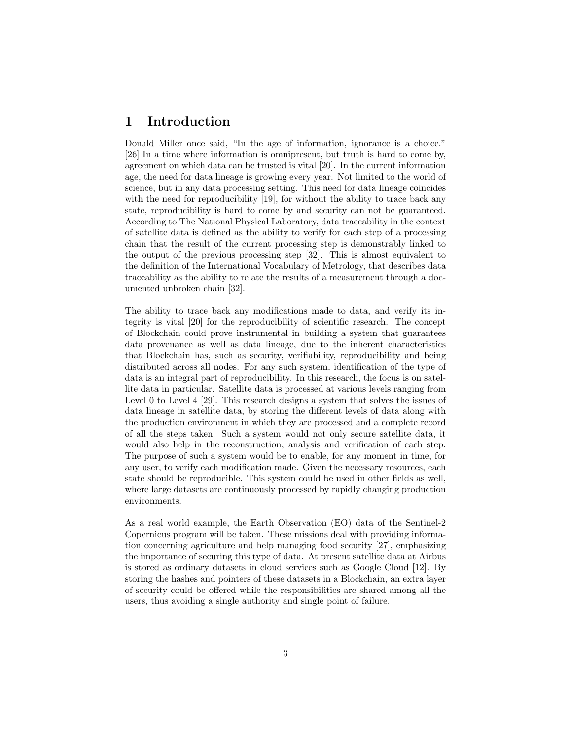# 1 Introduction

Donald Miller once said, "In the age of information, ignorance is a choice." [26] In a time where information is omnipresent, but truth is hard to come by, agreement on which data can be trusted is vital [20]. In the current information age, the need for data lineage is growing every year. Not limited to the world of science, but in any data processing setting. This need for data lineage coincides with the need for reproducibility [19], for without the ability to trace back any state, reproducibility is hard to come by and security can not be guaranteed. According to The National Physical Laboratory, data traceability in the context of satellite data is defined as the ability to verify for each step of a processing chain that the result of the current processing step is demonstrably linked to the output of the previous processing step [32]. This is almost equivalent to the definition of the International Vocabulary of Metrology, that describes data traceability as the ability to relate the results of a measurement through a documented unbroken chain [32].

The ability to trace back any modifications made to data, and verify its integrity is vital [20] for the reproducibility of scientific research. The concept of Blockchain could prove instrumental in building a system that guarantees data provenance as well as data lineage, due to the inherent characteristics that Blockchain has, such as security, verifiability, reproducibility and being distributed across all nodes. For any such system, identification of the type of data is an integral part of reproducibility. In this research, the focus is on satellite data in particular. Satellite data is processed at various levels ranging from Level 0 to Level 4 [29]. This research designs a system that solves the issues of data lineage in satellite data, by storing the different levels of data along with the production environment in which they are processed and a complete record of all the steps taken. Such a system would not only secure satellite data, it would also help in the reconstruction, analysis and verification of each step. The purpose of such a system would be to enable, for any moment in time, for any user, to verify each modification made. Given the necessary resources, each state should be reproducible. This system could be used in other fields as well, where large datasets are continuously processed by rapidly changing production environments.

As a real world example, the Earth Observation (EO) data of the Sentinel-2 Copernicus program will be taken. These missions deal with providing information concerning agriculture and help managing food security [27], emphasizing the importance of securing this type of data. At present satellite data at Airbus is stored as ordinary datasets in cloud services such as Google Cloud [12]. By storing the hashes and pointers of these datasets in a Blockchain, an extra layer of security could be offered while the responsibilities are shared among all the users, thus avoiding a single authority and single point of failure.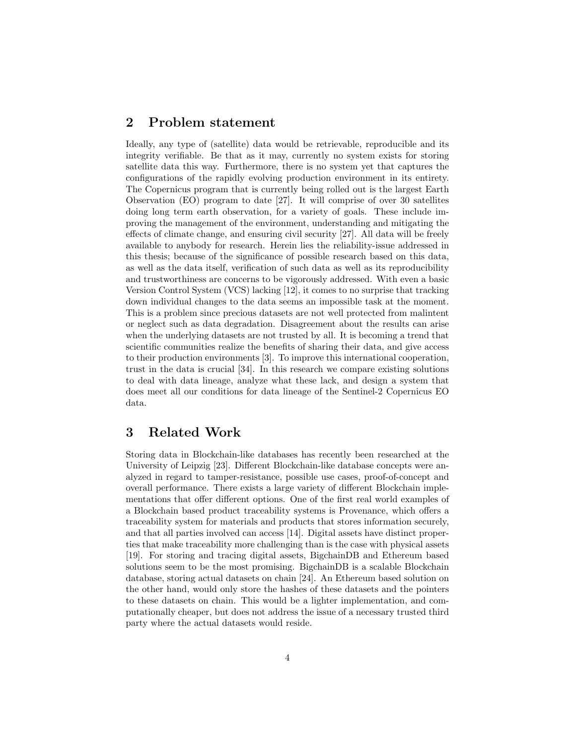## 2 Problem statement

Ideally, any type of (satellite) data would be retrievable, reproducible and its integrity verifiable. Be that as it may, currently no system exists for storing satellite data this way. Furthermore, there is no system yet that captures the configurations of the rapidly evolving production environment in its entirety. The Copernicus program that is currently being rolled out is the largest Earth Observation (EO) program to date [27]. It will comprise of over 30 satellites doing long term earth observation, for a variety of goals. These include improving the management of the environment, understanding and mitigating the effects of climate change, and ensuring civil security [27]. All data will be freely available to anybody for research. Herein lies the reliability-issue addressed in this thesis; because of the significance of possible research based on this data, as well as the data itself, verification of such data as well as its reproducibility and trustworthiness are concerns to be vigorously addressed. With even a basic Version Control System (VCS) lacking [12], it comes to no surprise that tracking down individual changes to the data seems an impossible task at the moment. This is a problem since precious datasets are not well protected from malintent or neglect such as data degradation. Disagreement about the results can arise when the underlying datasets are not trusted by all. It is becoming a trend that scientific communities realize the benefits of sharing their data, and give access to their production environments [3]. To improve this international cooperation, trust in the data is crucial [34]. In this research we compare existing solutions to deal with data lineage, analyze what these lack, and design a system that does meet all our conditions for data lineage of the Sentinel-2 Copernicus EO data.

## 3 Related Work

Storing data in Blockchain-like databases has recently been researched at the University of Leipzig [23]. Different Blockchain-like database concepts were analyzed in regard to tamper-resistance, possible use cases, proof-of-concept and overall performance. There exists a large variety of different Blockchain implementations that offer different options. One of the first real world examples of a Blockchain based product traceability systems is Provenance, which offers a traceability system for materials and products that stores information securely, and that all parties involved can access [14]. Digital assets have distinct properties that make traceability more challenging than is the case with physical assets [19]. For storing and tracing digital assets, BigchainDB and Ethereum based solutions seem to be the most promising. BigchainDB is a scalable Blockchain database, storing actual datasets on chain [24]. An Ethereum based solution on the other hand, would only store the hashes of these datasets and the pointers to these datasets on chain. This would be a lighter implementation, and computationally cheaper, but does not address the issue of a necessary trusted third party where the actual datasets would reside.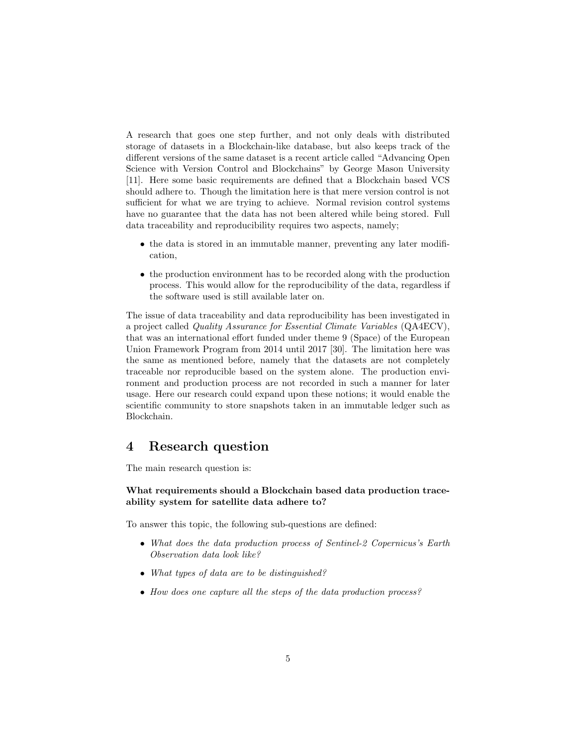A research that goes one step further, and not only deals with distributed storage of datasets in a Blockchain-like database, but also keeps track of the different versions of the same dataset is a recent article called "Advancing Open Science with Version Control and Blockchains" by George Mason University [11]. Here some basic requirements are defined that a Blockchain based VCS should adhere to. Though the limitation here is that mere version control is not sufficient for what we are trying to achieve. Normal revision control systems have no guarantee that the data has not been altered while being stored. Full data traceability and reproducibility requires two aspects, namely;

- the data is stored in an immutable manner, preventing any later modification,
- the production environment has to be recorded along with the production process. This would allow for the reproducibility of the data, regardless if the software used is still available later on.

The issue of data traceability and data reproducibility has been investigated in a project called *Quality Assurance for Essential Climate Variables* (QA4ECV), that was an international effort funded under theme 9 (Space) of the European Union Framework Program from 2014 until 2017 [30]. The limitation here was the same as mentioned before, namely that the datasets are not completely traceable nor reproducible based on the system alone. The production environment and production process are not recorded in such a manner for later usage. Here our research could expand upon these notions; it would enable the scientific community to store snapshots taken in an immutable ledger such as Blockchain.

# 4 Research question

The main research question is:

**What requirements should a Blockchain based data production traceability system for satellite data adhere to?**

To answer this topic, the following sub-questions are defined:

- *What does the data production process of Sentinel-2 Copernicus's Earth Observation data look like?*
- *What types of data are to be distinguished?*
- *How does one capture all the steps of the data production process?*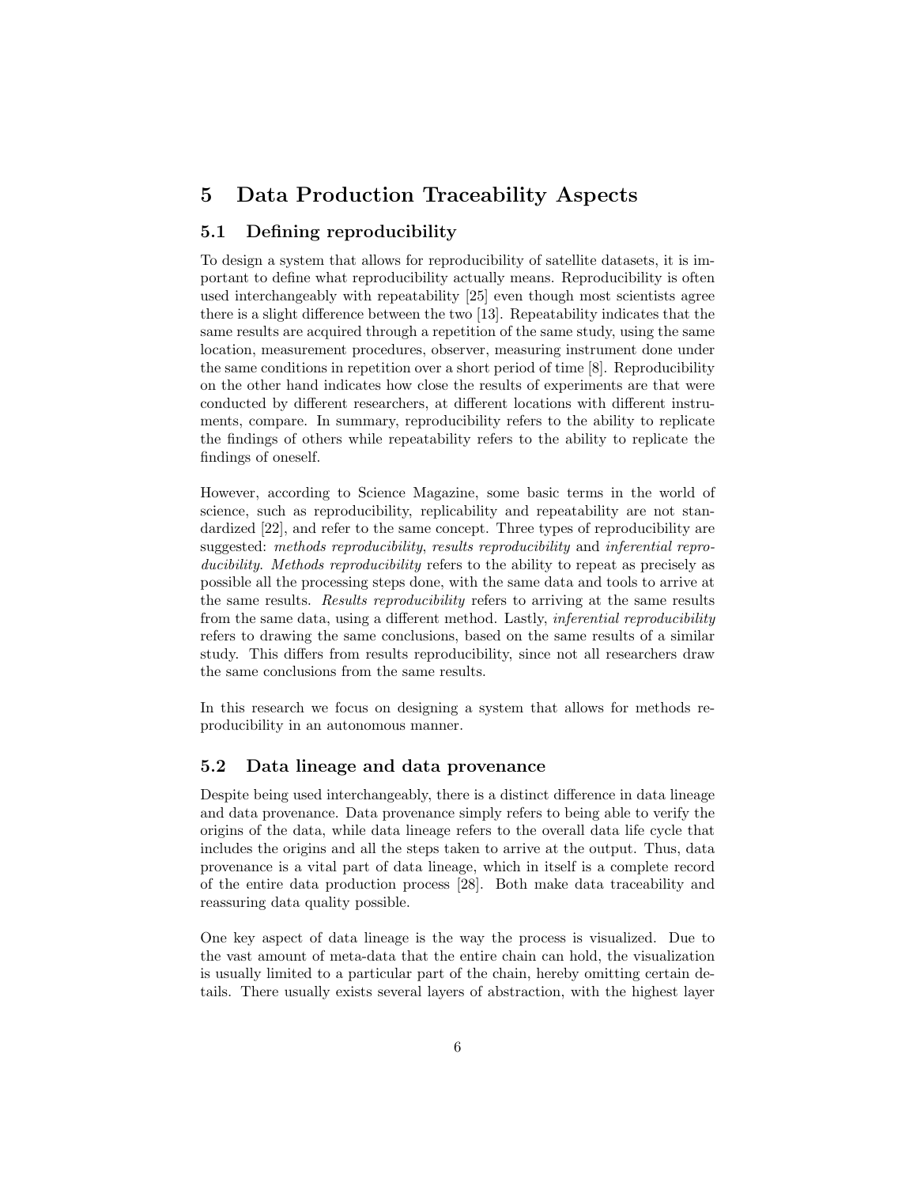# 5 Data Production Traceability Aspects

## 5.1 Defining reproducibility

To design a system that allows for reproducibility of satellite datasets, it is important to define what reproducibility actually means. Reproducibility is often used interchangeably with repeatability [25] even though most scientists agree there is a slight difference between the two [13]. Repeatability indicates that the same results are acquired through a repetition of the same study, using the same location, measurement procedures, observer, measuring instrument done under the same conditions in repetition over a short period of time [8]. Reproducibility on the other hand indicates how close the results of experiments are that were conducted by different researchers, at different locations with different instruments, compare. In summary, reproducibility refers to the ability to replicate the findings of others while repeatability refers to the ability to replicate the findings of oneself.

However, according to Science Magazine, some basic terms in the world of science, such as reproducibility, replicability and repeatability are not standardized [22], and refer to the same concept. Three types of reproducibility are suggested: *methods reproducibility*, *results reproducibility* and *inferential reproducibility*. *Methods reproducibility* refers to the ability to repeat as precisely as possible all the processing steps done, with the same data and tools to arrive at the same results. *Results reproducibility* refers to arriving at the same results from the same data, using a different method. Lastly, *inferential reproducibility* refers to drawing the same conclusions, based on the same results of a similar study. This differs from results reproducibility, since not all researchers draw the same conclusions from the same results.

In this research we focus on designing a system that allows for methods reproducibility in an autonomous manner.

## 5.2 Data lineage and data provenance

Despite being used interchangeably, there is a distinct difference in data lineage and data provenance. Data provenance simply refers to being able to verify the origins of the data, while data lineage refers to the overall data life cycle that includes the origins and all the steps taken to arrive at the output. Thus, data provenance is a vital part of data lineage, which in itself is a complete record of the entire data production process [28]. Both make data traceability and reassuring data quality possible.

One key aspect of data lineage is the way the process is visualized. Due to the vast amount of meta-data that the entire chain can hold, the visualization is usually limited to a particular part of the chain, hereby omitting certain details. There usually exists several layers of abstraction, with the highest layer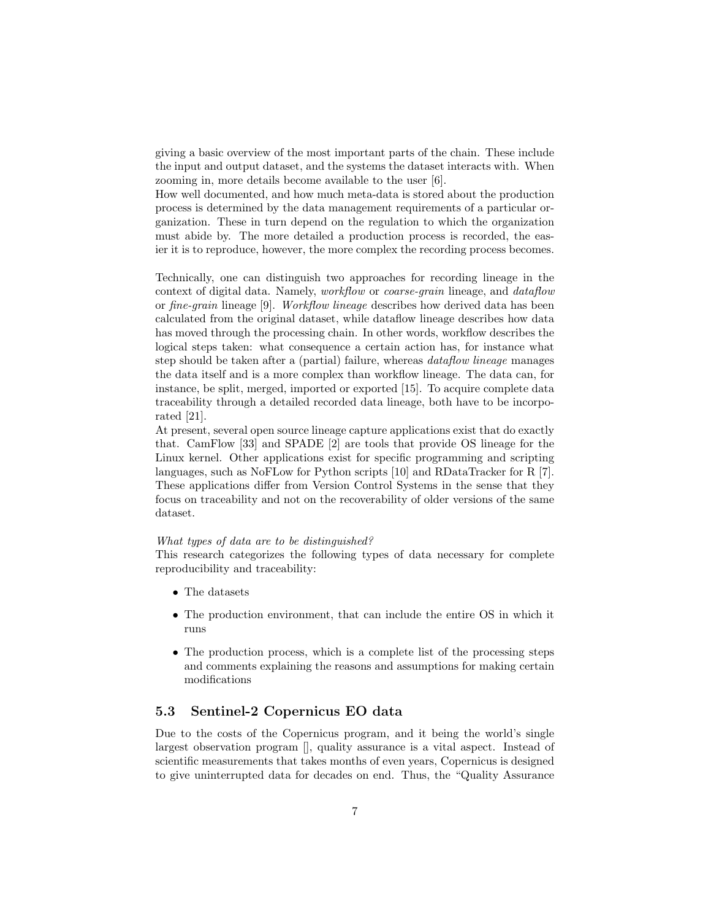giving a basic overview of the most important parts of the chain. These include the input and output dataset, and the systems the dataset interacts with. When zooming in, more details become available to the user [6].
How well documented, and how much meta-data is stored about the production process is determined by the data management requirements of a particular organization. These in turn depend on the regulation to which the organization must abide by. The more detailed a production process is recorded, the easier it is to reproduce, however, the more complex the recording process becomes.

Technically, one can distinguish two approaches for recording lineage in the context of digital data. Namely, *workflow* or *coarse-grain* lineage, and *dataflow* or *fine-grain* lineage [9]. *Workflow lineage* describes how derived data has been calculated from the original dataset, while dataflow lineage describes how data has moved through the processing chain. In other words, workflow describes the logical steps taken: what consequence a certain action has, for instance what step should be taken after a (partial) failure, whereas *dataflow lineage* manages the data itself and is a more complex than workflow lineage. The data can, for instance, be split, merged, imported or exported [15]. To acquire complete data traceability through a detailed recorded data lineage, both have to be incorporated [21].
At present, several open source lineage capture applications exist that do exactly that. CamFlow [33] and SPADE [2] are tools that provide OS lineage for the Linux kernel. Other applications exist for specific programming and scripting languages, such as NoFLow for Python scripts [10] and RDataTracker for R [7]. These applications differ from Version Control Systems in the sense that they focus on traceability and not on the recoverability of older versions of the same dataset.

*What types of data are to be distinguished?*
This research categorizes the following types of data necessary for complete reproducibility and traceability:

- The datasets
- The production environment, that can include the entire OS in which it runs
- The production process, which is a complete list of the processing steps and comments explaining the reasons and assumptions for making certain modifications

### 5.3 Sentinel-2 Copernicus EO data

Due to the costs of the Copernicus program, and it being the world's single largest observation program [], quality assurance is a vital aspect. Instead of scientific measurements that takes months of even years, Copernicus is designed to give uninterrupted data for decades on end. Thus, the "Quality Assurance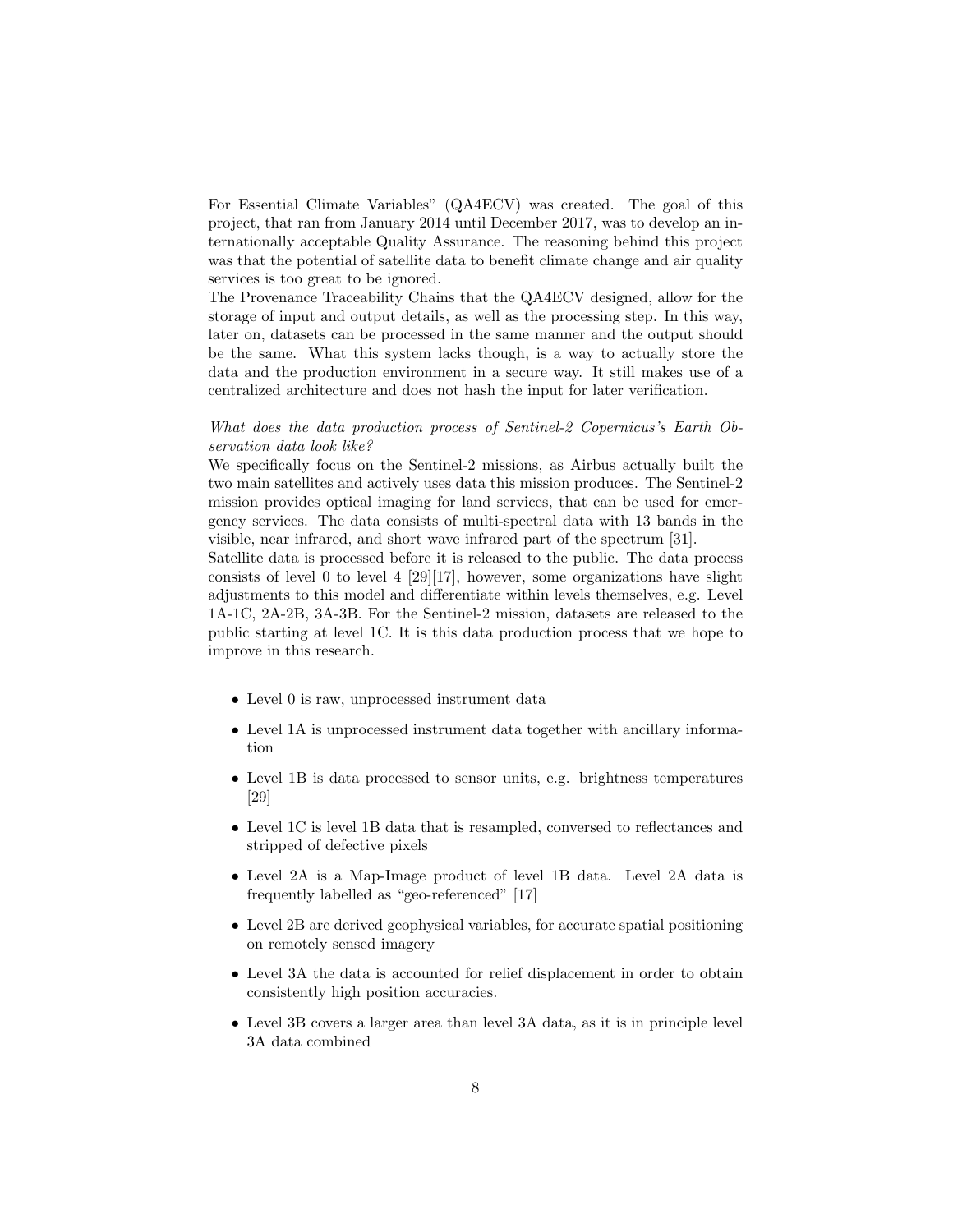For Essential Climate Variables" (QA4ECV) was created. The goal of this project, that ran from January 2014 until December 2017, was to develop an internationally acceptable Quality Assurance. The reasoning behind this project was that the potential of satellite data to benefit climate change and air quality services is too great to be ignored.
The Provenance Traceability Chains that the QA4ECV designed, allow for the storage of input and output details, as well as the processing step. In this way, later on, datasets can be processed in the same manner and the output should be the same. What this system lacks though, is a way to actually store the data and the production environment in a secure way. It still makes use of a centralized architecture and does not hash the input for later verification.

*What does the data production process of Sentinel-2 Copernicus's Earth Observation data look like?*
We specifically focus on the Sentinel-2 missions, as Airbus actually built the two main satellites and actively uses data this mission produces. The Sentinel-2 mission provides optical imaging for land services, that can be used for emergency services. The data consists of multi-spectral data with 13 bands in the visible, near infrared, and short wave infrared part of the spectrum [31].
Satellite data is processed before it is released to the public. The data process consists of level 0 to level 4 [29][17], however, some organizations have slight adjustments to this model and differentiate within levels themselves, e.g. Level 1A-1C, 2A-2B, 3A-3B. For the Sentinel-2 mission, datasets are released to the public starting at level 1C. It is this data production process that we hope to improve in this research.

- Level 0 is raw, unprocessed instrument data
- Level 1A is unprocessed instrument data together with ancillary information
- Level 1B is data processed to sensor units, e.g. brightness temperatures [29]
- Level 1C is level 1B data that is resampled, conversed to reflectances and stripped of defective pixels
- Level 2A is a Map-Image product of level 1B data. Level 2A data is frequently labelled as "geo-referenced" [17]
- Level 2B are derived geophysical variables, for accurate spatial positioning on remotely sensed imagery
- Level 3A the data is accounted for relief displacement in order to obtain consistently high position accuracies.
- Level 3B covers a larger area than level 3A data, as it is in principle level 3A data combined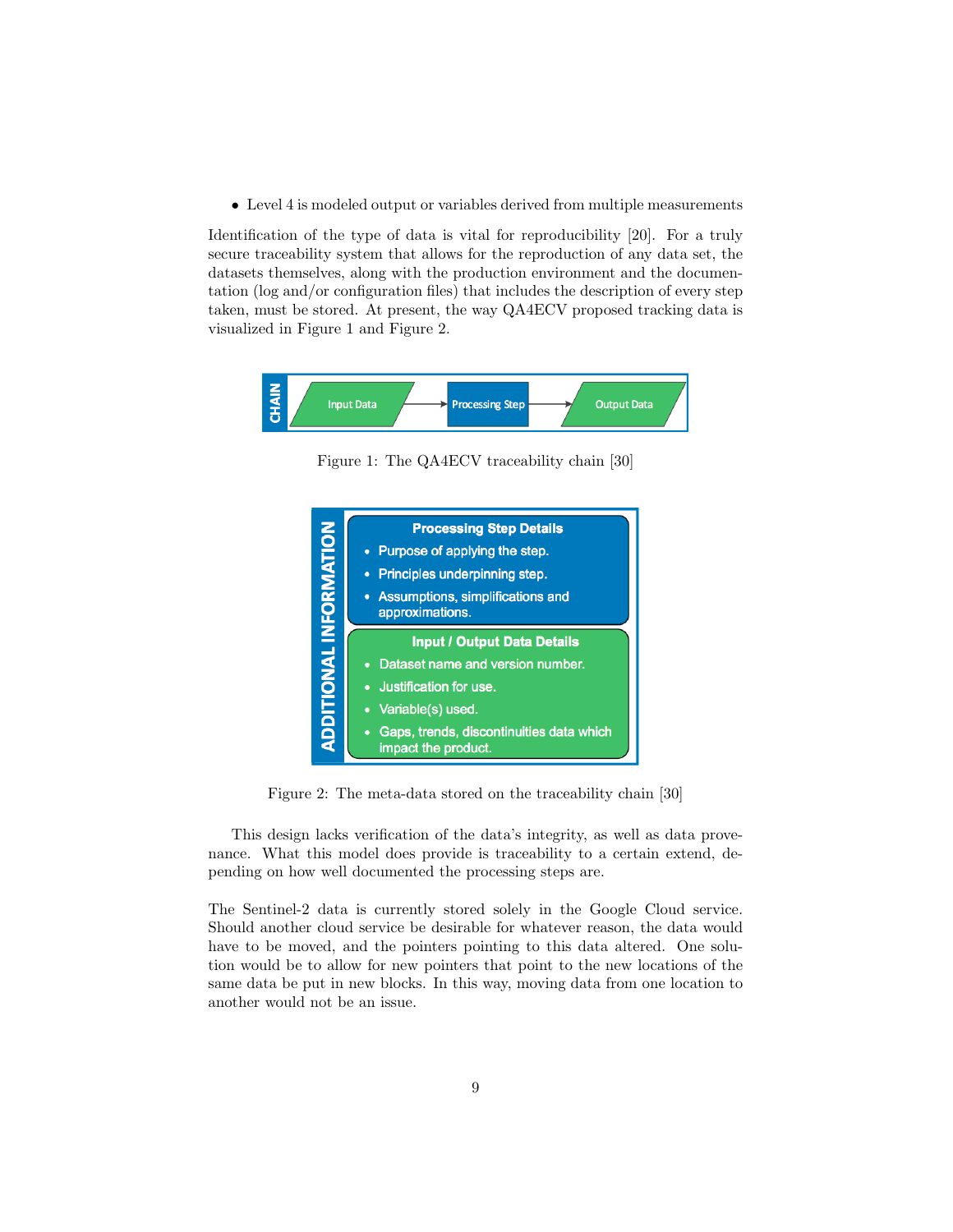- Level 4 is modeled output or variables derived from multiple measurements

Identification of the type of data is vital for reproducibility [20]. For a truly secure traceability system that allows for the reproduction of any data set, the datasets themselves, along with the production environment and the documentation (log and/or configuration files) that includes the description of every step taken, must be stored. At present, the way QA4ECV proposed tracking data is visualized in Figure 1 and Figure 2.

Figure 1: The QA4ECV traceability chain [30]

Figure 2: The meta-data stored on the traceability chain [30]

This design lacks verification of the data's integrity, as well as data provenance. What this model does provide is traceability to a certain extend, depending on how well documented the processing steps are.

The Sentinel-2 data is currently stored solely in the Google Cloud service. Should another cloud service be desirable for whatever reason, the data would have to be moved, and the pointers pointing to this data altered. One solution would be to allow for new pointers that point to the new locations of the same data be put in new blocks. In this way, moving data from one location to another would not be an issue.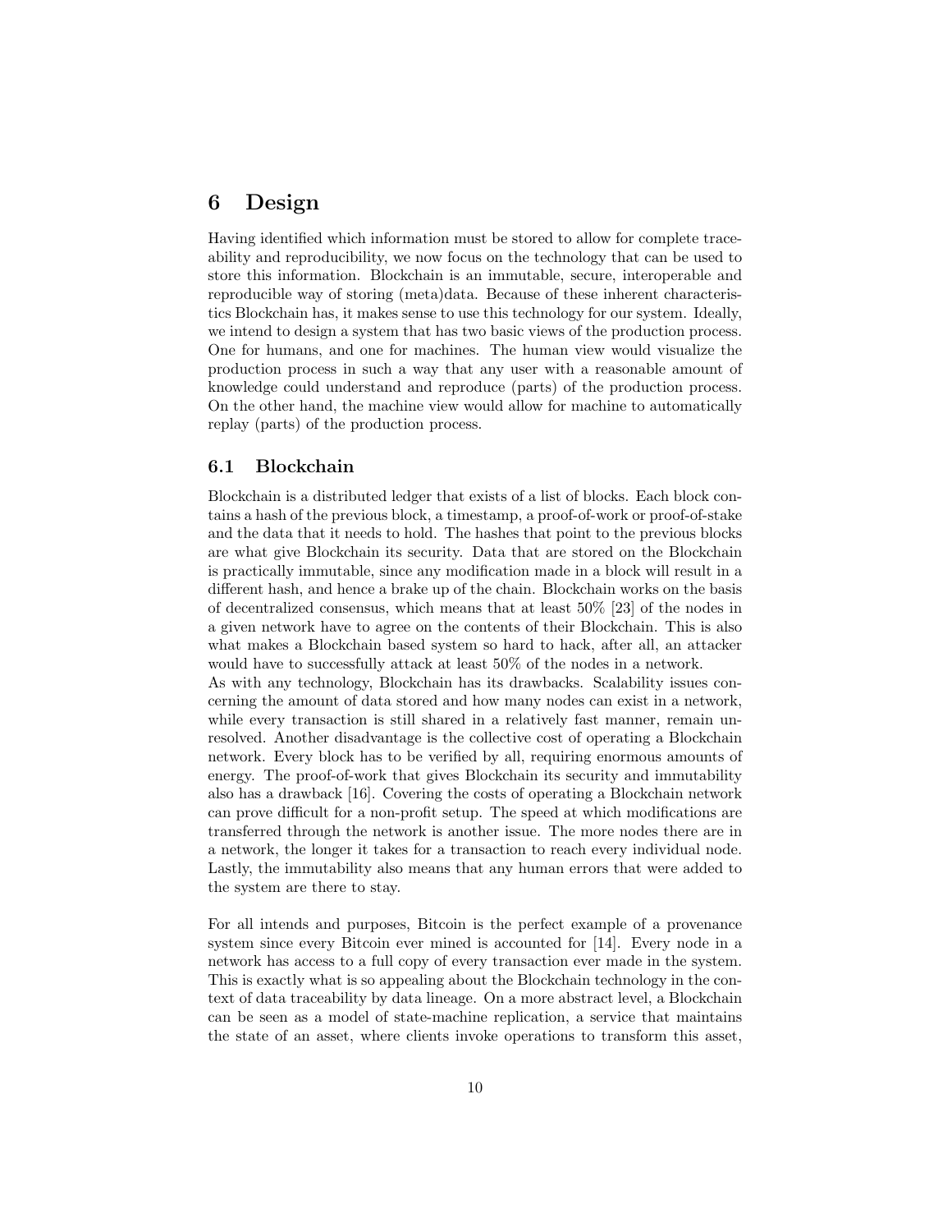# 6 Design

Having identified which information must be stored to allow for complete traceability and reproducibility, we now focus on the technology that can be used to store this information. Blockchain is an immutable, secure, interoperable and reproducible way of storing (meta)data. Because of these inherent characteristics Blockchain has, it makes sense to use this technology for our system. Ideally, we intend to design a system that has two basic views of the production process. One for humans, and one for machines. The human view would visualize the production process in such a way that any user with a reasonable amount of knowledge could understand and reproduce (parts) of the production process. On the other hand, the machine view would allow for machine to automatically replay (parts) of the production process.

## 6.1 Blockchain

Blockchain is a distributed ledger that exists of a list of blocks. Each block contains a hash of the previous block, a timestamp, a proof-of-work or proof-of-stake and the data that it needs to hold. The hashes that point to the previous blocks are what give Blockchain its security. Data that are stored on the Blockchain is practically immutable, since any modification made in a block will result in a different hash, and hence a brake up of the chain. Blockchain works on the basis of decentralized consensus, which means that at least 50% [23] of the nodes in a given network have to agree on the contents of their Blockchain. This is also what makes a Blockchain based system so hard to hack, after all, an attacker would have to successfully attack at least 50% of the nodes in a network.
As with any technology, Blockchain has its drawbacks. Scalability issues concerning the amount of data stored and how many nodes can exist in a network, while every transaction is still shared in a relatively fast manner, remain unresolved. Another disadvantage is the collective cost of operating a Blockchain network. Every block has to be verified by all, requiring enormous amounts of energy. The proof-of-work that gives Blockchain its security and immutability also has a drawback [16]. Covering the costs of operating a Blockchain network can prove difficult for a non-profit setup. The speed at which modifications are transferred through the network is another issue. The more nodes there are in a network, the longer it takes for a transaction to reach every individual node. Lastly, the immutability also means that any human errors that were added to the system are there to stay.

For all intends and purposes, Bitcoin is the perfect example of a provenance system since every Bitcoin ever mined is accounted for [14]. Every node in a network has access to a full copy of every transaction ever made in the system. This is exactly what is so appealing about the Blockchain technology in the context of data traceability by data lineage. On a more abstract level, a Blockchain can be seen as a model of state-machine replication, a service that maintains the state of an asset, where clients invoke operations to transform this asset,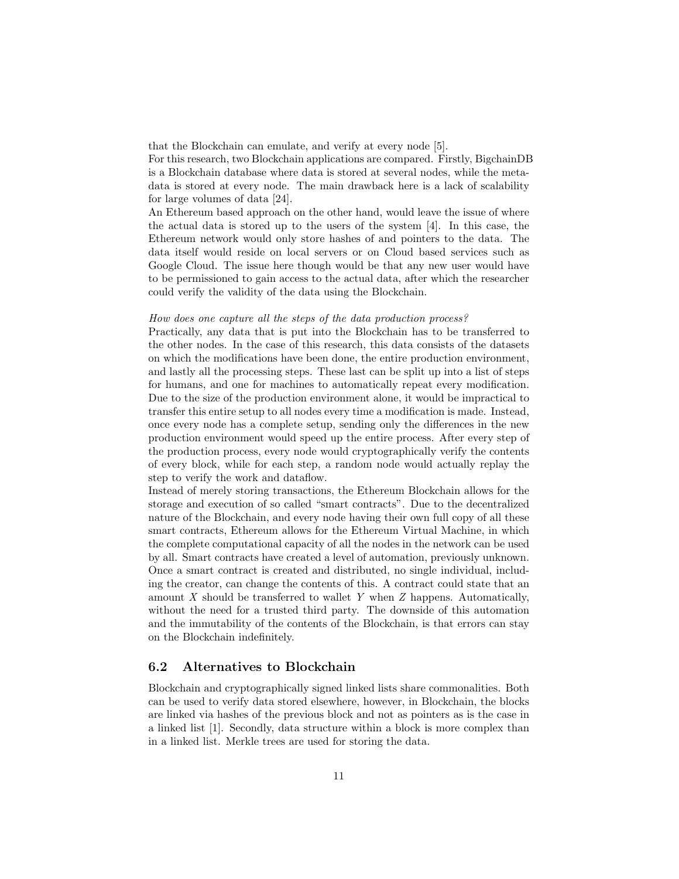that the Blockchain can emulate, and verify at every node [5].
For this research, two Blockchain applications are compared. Firstly, BigchainDB is a Blockchain database where data is stored at several nodes, while the metadata is stored at every node. The main drawback here is a lack of scalability for large volumes of data [24].
An Ethereum based approach on the other hand, would leave the issue of where the actual data is stored up to the users of the system [4]. In this case, the Ethereum network would only store hashes of and pointers to the data. The data itself would reside on local servers or on Cloud based services such as Google Cloud. The issue here though would be that any new user would have to be permissioned to gain access to the actual data, after which the researcher could verify the validity of the data using the Blockchain.

*How does one capture all the steps of the data production process?*
Practically, any data that is put into the Blockchain has to be transferred to the other nodes. In the case of this research, this data consists of the datasets on which the modifications have been done, the entire production environment, and lastly all the processing steps. These last can be split up into a list of steps for humans, and one for machines to automatically repeat every modification. Due to the size of the production environment alone, it would be impractical to transfer this entire setup to all nodes every time a modification is made. Instead, once every node has a complete setup, sending only the differences in the new production environment would speed up the entire process. After every step of the production process, every node would cryptographically verify the contents of every block, while for each step, a random node would actually replay the step to verify the work and dataflow.
Instead of merely storing transactions, the Ethereum Blockchain allows for the storage and execution of so called "smart contracts". Due to the decentralized nature of the Blockchain, and every node having their own full copy of all these smart contracts, Ethereum allows for the Ethereum Virtual Machine, in which the complete computational capacity of all the nodes in the network can be used by all. Smart contracts have created a level of automation, previously unknown. Once a smart contract is created and distributed, no single individual, including the creator, can change the contents of this. A contract could state that an amount $X$ should be transferred to wallet $Y$ when $Z$ happens. Automatically, without the need for a trusted third party. The downside of this automation and the immutability of the contents of the Blockchain, is that errors can stay on the Blockchain indefinitely.

## 6.2 Alternatives to Blockchain

Blockchain and cryptographically signed linked lists share commonalities. Both can be used to verify data stored elsewhere, however, in Blockchain, the blocks are linked via hashes of the previous block and not as pointers as is the case in a linked list [1]. Secondly, data structure within a block is more complex than in a linked list. Merkle trees are used for storing the data.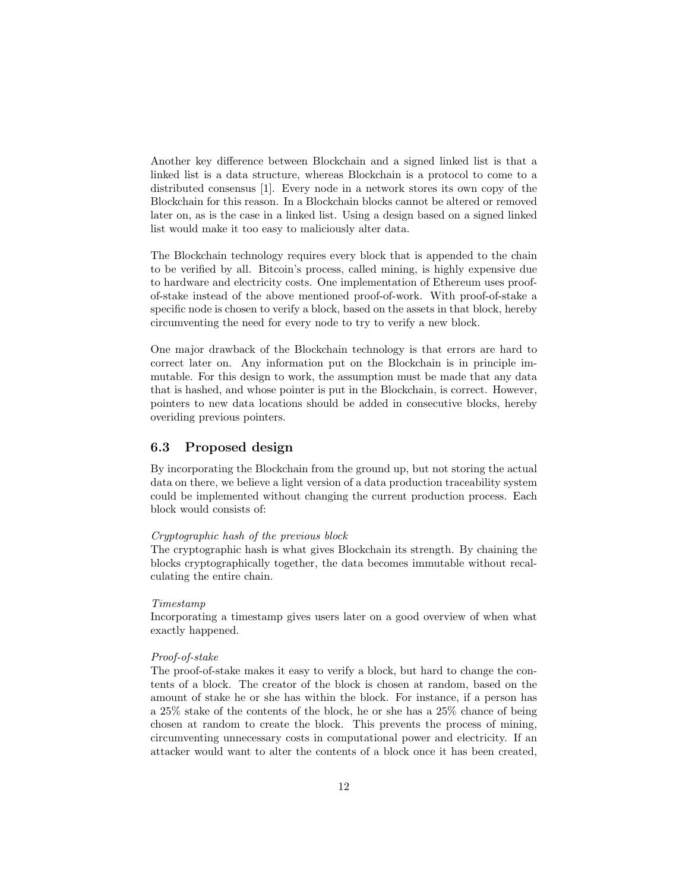Another key difference between Blockchain and a signed linked list is that a linked list is a data structure, whereas Blockchain is a protocol to come to a distributed consensus [1]. Every node in a network stores its own copy of the Blockchain for this reason. In a Blockchain blocks cannot be altered or removed later on, as is the case in a linked list. Using a design based on a signed linked list would make it too easy to maliciously alter data.

The Blockchain technology requires every block that is appended to the chain to be verified by all. Bitcoin's process, called mining, is highly expensive due to hardware and electricity costs. One implementation of Ethereum uses proof-of-stake instead of the above mentioned proof-of-work. With proof-of-stake a specific node is chosen to verify a block, based on the assets in that block, hereby circumventing the need for every node to try to verify a new block.

One major drawback of the Blockchain technology is that errors are hard to correct later on. Any information put on the Blockchain is in principle immutable. For this design to work, the assumption must be made that any data that is hashed, and whose pointer is put in the Blockchain, is correct. However, pointers to new data locations should be added in consecutive blocks, hereby overiding previous pointers.

## 6.3 Proposed design

By incorporating the Blockchain from the ground up, but not storing the actual data on there, we believe a light version of a data production traceability system could be implemented without changing the current production process. Each block would consists of:

*Cryptographic hash of the previous block*
The cryptographic hash is what gives Blockchain its strength. By chaining the blocks cryptographically together, the data becomes immutable without recalculating the entire chain.

*Timestamp*
Incorporating a timestamp gives users later on a good overview of when what exactly happened.

*Proof-of-stake*
The proof-of-stake makes it easy to verify a block, but hard to change the contents of a block. The creator of the block is chosen at random, based on the amount of stake he or she has within the block. For instance, if a person has a 25% stake of the contents of the block, he or she has a 25% chance of being chosen at random to create the block. This prevents the process of mining, circumventing unnecessary costs in computational power and electricity. If an attacker would want to alter the contents of a block once it has been created,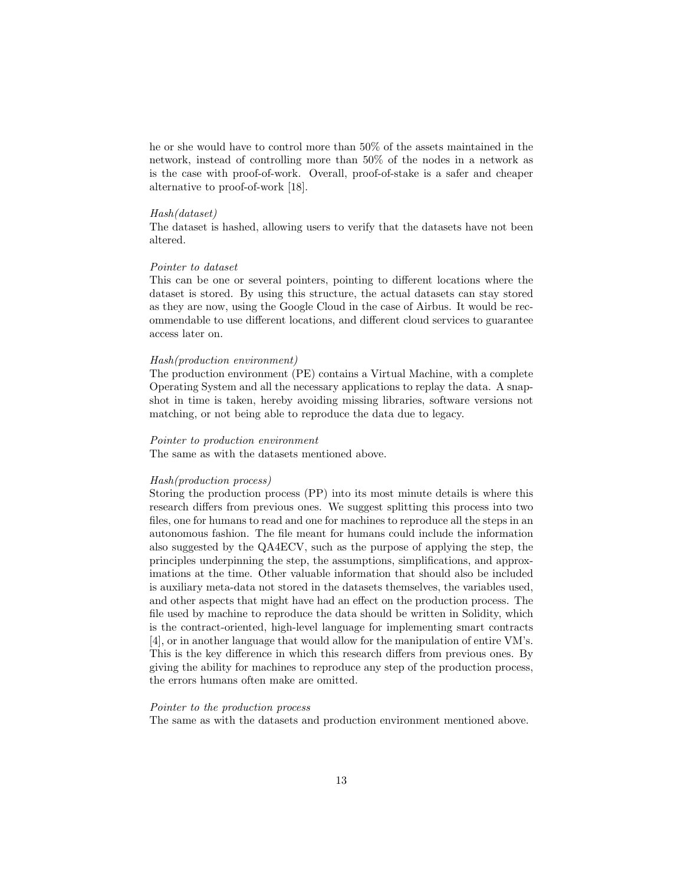he or she would have to control more than 50% of the assets maintained in the network, instead of controlling more than 50% of the nodes in a network as is the case with proof-of-work. Overall, proof-of-stake is a safer and cheaper alternative to proof-of-work [18].

*Hash(dataset)*
The dataset is hashed, allowing users to verify that the datasets have not been altered.

*Pointer to dataset*
This can be one or several pointers, pointing to different locations where the dataset is stored. By using this structure, the actual datasets can stay stored as they are now, using the Google Cloud in the case of Airbus. It would be recommendable to use different locations, and different cloud services to guarantee access later on.

*Hash(production environment)*
The production environment (PE) contains a Virtual Machine, with a complete Operating System and all the necessary applications to replay the data. A snapshot in time is taken, hereby avoiding missing libraries, software versions not matching, or not being able to reproduce the data due to legacy.

*Pointer to production environment*
The same as with the datasets mentioned above.

*Hash(production process)*
Storing the production process (PP) into its most minute details is where this research differs from previous ones. We suggest splitting this process into two files, one for humans to read and one for machines to reproduce all the steps in an autonomous fashion. The file meant for humans could include the information also suggested by the QA4ECV, such as the purpose of applying the step, the principles underpinning the step, the assumptions, simplifications, and approximations at the time. Other valuable information that should also be included is auxiliary meta-data not stored in the datasets themselves, the variables used, and other aspects that might have had an effect on the production process. The file used by machine to reproduce the data should be written in Solidity, which is the contract-oriented, high-level language for implementing smart contracts [4], or in another language that would allow for the manipulation of entire VM's. This is the key difference in which this research differs from previous ones. By giving the ability for machines to reproduce any step of the production process, the errors humans often make are omitted.

*Pointer to the production process*
The same as with the datasets and production environment mentioned above.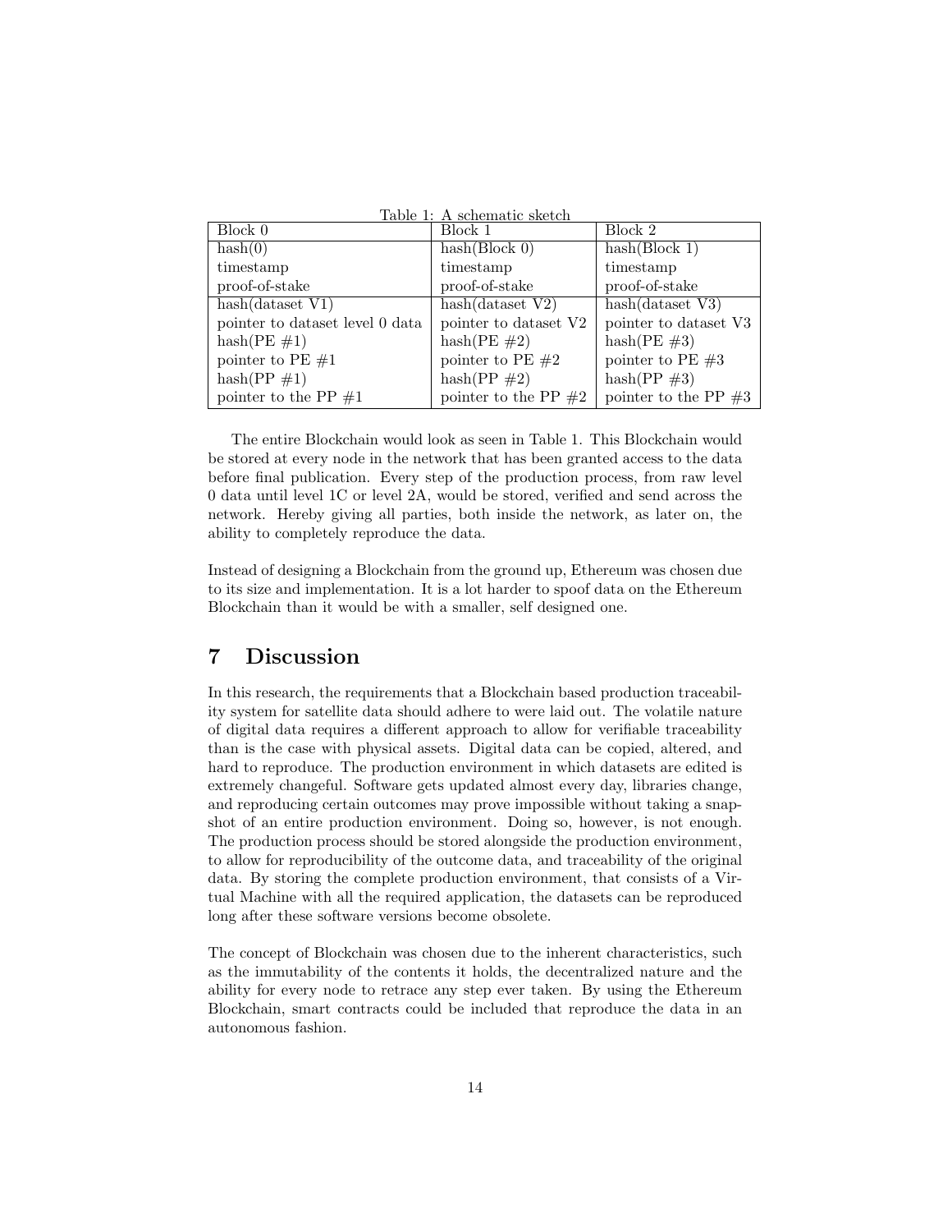Table 1: A schematic sketch

| Block 0 | Block 1 | Block 2 |
|---|---|---|
| hash(0) | hash(Block 0) | hash(Block 1) |
| timestamp | timestamp | timestamp |
| proof-of-stake | proof-of-stake | proof-of-stake |
| hash(dataset V1) | hash(dataset V2) | hash(dataset V3) |
| pointer to dataset level 0 data | pointer to dataset V2 | pointer to dataset V3 |
| hash(PE #1) | hash(PE #2) | hash(PE #3) |
| pointer to PE #1 | pointer to PE #2 | pointer to PE #3 |
| hash(PP #1) | hash(PP #2) | hash(PP #3) |
| pointer to the PP #1 | pointer to the PP #2 | pointer to the PP #3 |

The entire Blockchain would look as seen in Table 1. This Blockchain would be stored at every node in the network that has been granted access to the data before final publication. Every step of the production process, from raw level 0 data until level 1C or level 2A, would be stored, verified and send across the network. Hereby giving all parties, both inside the network, as later on, the ability to completely reproduce the data.

Instead of designing a Blockchain from the ground up, Ethereum was chosen due to its size and implementation. It is a lot harder to spoof data on the Ethereum Blockchain than it would be with a smaller, self designed one.

# 7 Discussion

In this research, the requirements that a Blockchain based production traceability system for satellite data should adhere to were laid out. The volatile nature of digital data requires a different approach to allow for verifiable traceability than is the case with physical assets. Digital data can be copied, altered, and hard to reproduce. The production environment in which datasets are edited is extremely changeful. Software gets updated almost every day, libraries change, and reproducing certain outcomes may prove impossible without taking a snapshot of an entire production environment. Doing so, however, is not enough. The production process should be stored alongside the production environment, to allow for reproducibility of the outcome data, and traceability of the original data. By storing the complete production environment, that consists of a Virtual Machine with all the required application, the datasets can be reproduced long after these software versions become obsolete.

The concept of Blockchain was chosen due to the inherent characteristics, such as the immutability of the contents it holds, the decentralized nature and the ability for every node to retrace any step ever taken. By using the Ethereum Blockchain, smart contracts could be included that reproduce the data in an autonomous fashion.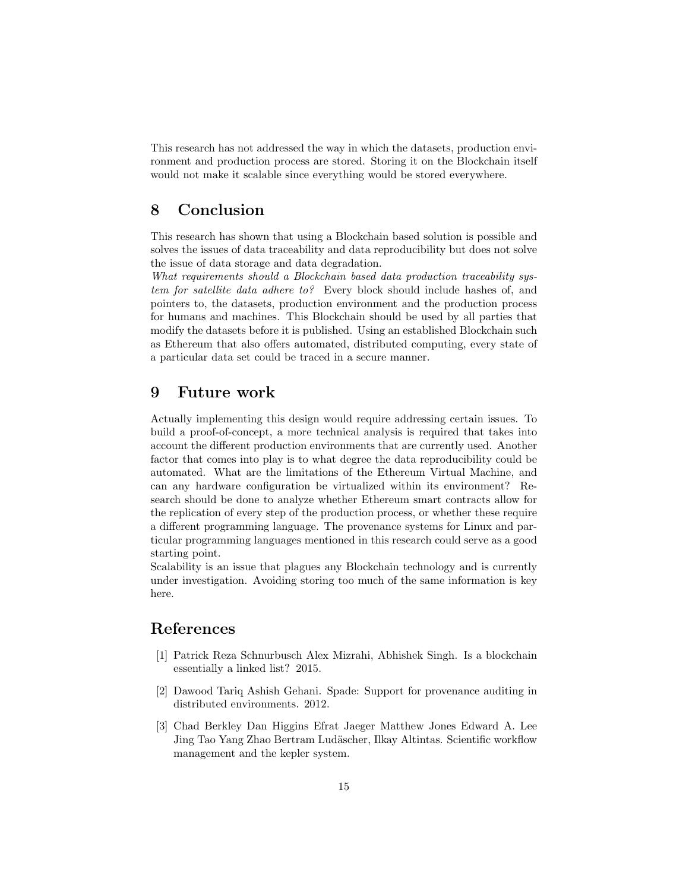This research has not addressed the way in which the datasets, production environment and production process are stored. Storing it on the Blockchain itself would not make it scalable since everything would be stored everywhere.

# 8 Conclusion

This research has shown that using a Blockchain based solution is possible and solves the issues of data traceability and data reproducibility but does not solve the issue of data storage and data degradation.

*What requirements should a Blockchain based data production traceability system for satellite data adhere to?* Every block should include hashes of, and pointers to, the datasets, production environment and the production process for humans and machines. This Blockchain should be used by all parties that modify the datasets before it is published. Using an established Blockchain such as Ethereum that also offers automated, distributed computing, every state of a particular data set could be traced in a secure manner.

# 9 Future work

Actually implementing this design would require addressing certain issues. To build a proof-of-concept, a more technical analysis is required that takes into account the different production environments that are currently used. Another factor that comes into play is to what degree the data reproducibility could be automated. What are the limitations of the Ethereum Virtual Machine, and can any hardware configuration be virtualized within its environment? Research should be done to analyze whether Ethereum smart contracts allow for the replication of every step of the production process, or whether these require a different programming language. The provenance systems for Linux and particular programming languages mentioned in this research could serve as a good starting point.

Scalability is an issue that plagues any Blockchain technology and is currently under investigation. Avoiding storing too much of the same information is key here.

# References

[1] Patrick Reza Schnurbusch Alex Mizrahi, Abhishek Singh. Is a blockchain essentially a linked list? 2015.

[2] Dawood Tariq Ashish Gehani. Spade: Support for provenance auditing in distributed environments. 2012.

[3] Chad Berkley Dan Higgins Efrat Jaeger Matthew Jones Edward A. Lee Jing Tao Yang Zhao Bertram Ludäscher, Ilkay Altintas. Scientific workflow management and the kepler system.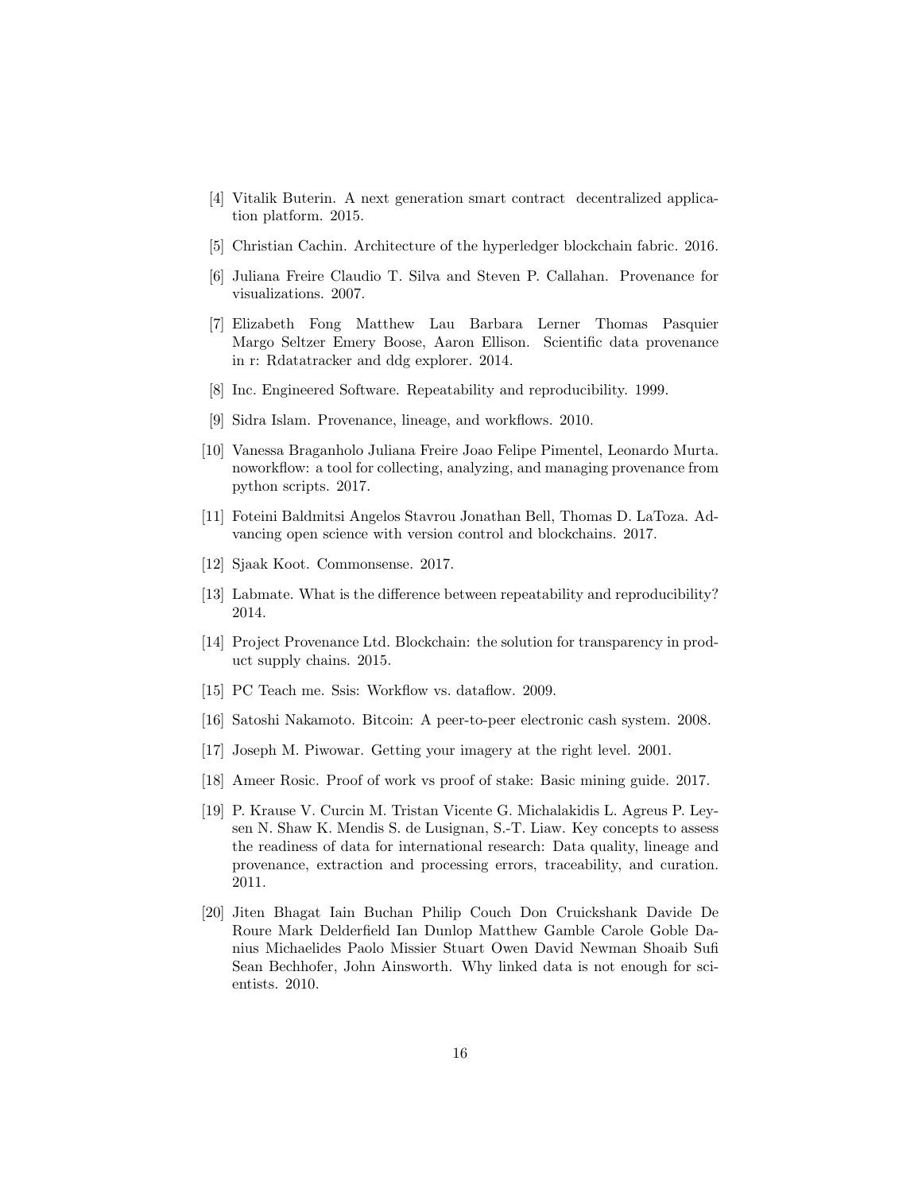[4] Vitalik Buterin. A next generation smart contract  decentralized application platform. 2015.

[5] Christian Cachin. Architecture of the hyperledger blockchain fabric. 2016.

[6] Juliana Freire Claudio T. Silva and Steven P. Callahan. Provenance for visualizations. 2007.

[7] Elizabeth Fong Matthew Lau Barbara Lerner Thomas Pasquier Margo Seltzer Emery Boose, Aaron Ellison. Scientific data provenance in r: Rdatatracker and ddg explorer. 2014.

[8] Inc. Engineered Software. Repeatability and reproducibility. 1999.

[9] Sidra Islam. Provenance, lineage, and workflows. 2010.

[10] Vanessa Braganholo Juliana Freire Joao Felipe Pimentel, Leonardo Murta. noworkflow: a tool for collecting, analyzing, and managing provenance from python scripts. 2017.

[11] Foteini Baldmitsi Angelos Stavrou Jonathan Bell, Thomas D. LaToza. Advancing open science with version control and blockchains. 2017.

[12] Sjaak Koot. Commonsense. 2017.

[13] Labmate. What is the difference between repeatability and reproducibility? 2014.

[14] Project Provenance Ltd. Blockchain: the solution for transparency in product supply chains. 2015.

[15] PC Teach me. Ssis: Workflow vs. dataflow. 2009.

[16] Satoshi Nakamoto. Bitcoin: A peer-to-peer electronic cash system. 2008.

[17] Joseph M. Piwowar. Getting your imagery at the right level. 2001.

[18] Ameer Rosic. Proof of work vs proof of stake: Basic mining guide. 2017.

[19] P. Krause V. Curcin M. Tristan Vicente G. Michalakidis L. Agreus P. Leysen N. Shaw K. Mendis S. de Lusignan, S.-T. Liaw. Key concepts to assess the readiness of data for international research: Data quality, lineage and provenance, extraction and processing errors, traceability, and curation. 2011.

[20] Jiten Bhagat Iain Buchan Philip Couch Don Cruickshank Davide De Roure Mark Delderfield Ian Dunlop Matthew Gamble Carole Goble Danius Michaelides Paolo Missier Stuart Owen David Newman Shoaib Sufi Sean Bechhofer, John Ainsworth. Why linked data is not enough for scientists. 2010.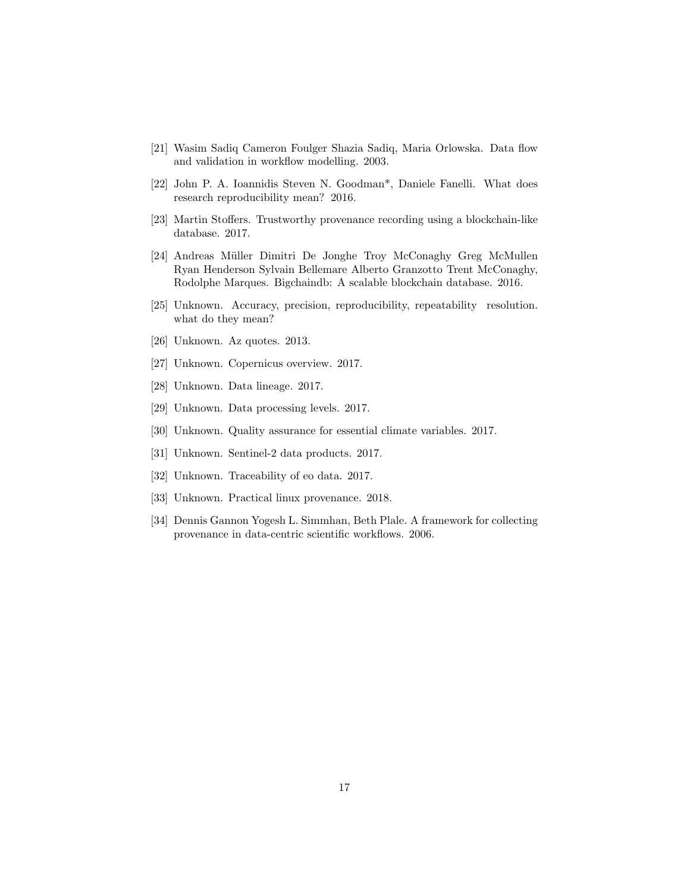[21] Wasim Sadiq Cameron Foulger Shazia Sadiq, Maria Orlowska. Data flow and validation in workflow modelling. 2003.

[22] John P. A. Ioannidis Steven N. Goodman*, Daniele Fanelli. What does research reproducibility mean? 2016.

[23] Martin Stoffers. Trustworthy provenance recording using a blockchain-like database. 2017.

[24] Andreas Müller Dimitri De Jonghe Troy McConaghy Greg McMullen Ryan Henderson Sylvain Bellemare Alberto Granzotto Trent McConaghy, Rodolphe Marques. Bigchaindb: A scalable blockchain database. 2016.

[25] Unknown. Accuracy, precision, reproducibility, repeatability resolution. what do they mean?

[26] Unknown. Az quotes. 2013.

[27] Unknown. Copernicus overview. 2017.

[28] Unknown. Data lineage. 2017.

[29] Unknown. Data processing levels. 2017.

[30] Unknown. Quality assurance for essential climate variables. 2017.

[31] Unknown. Sentinel-2 data products. 2017.

[32] Unknown. Traceability of eo data. 2017.

[33] Unknown. Practical linux provenance. 2018.

[34] Dennis Gannon Yogesh L. Simmhan, Beth Plale. A framework for collecting provenance in data-centric scientific workflows. 2006.